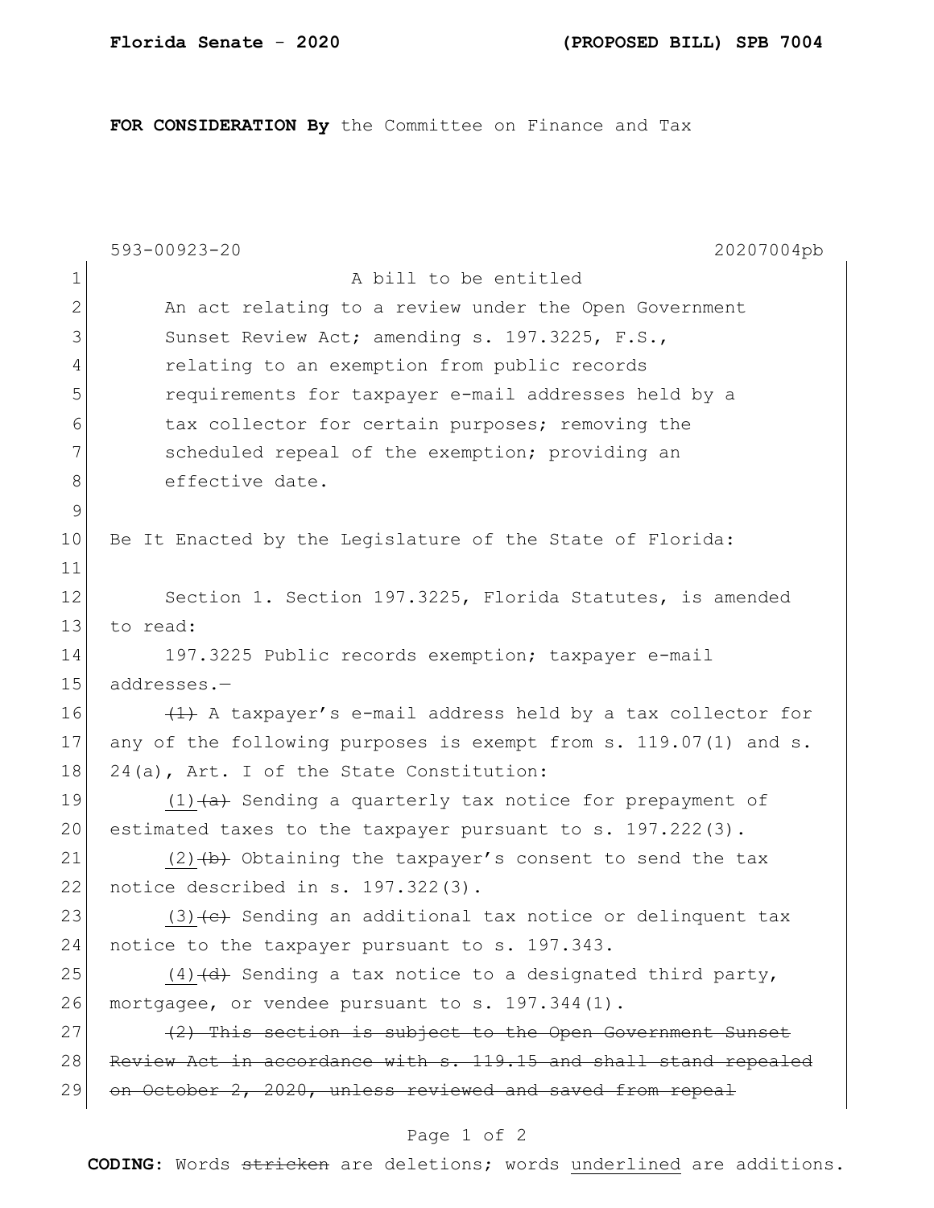**FOR CONSIDERATION By** the Committee on Finance and Tax

593-00923-20 20207004pb

1 A bill to be entitled

2 An act relating to a review under the Open Government

3 Sunset Review Act; amending s. 197.3225, F.S.,

4 relating to an exemption from public records

5 requirements for taxpayer e-mail addresses held by a

6 tax collector for certain purposes; removing the

7 scheduled repeal of the exemption; providing an

8 effective date.

9

10 Be It Enacted by the Legislature of the State of Florida:

11

12 Section 1. Section 197.3225, Florida Statutes, is amended

13 to read:

14 197.3225 Public records exemption; taxpayer e-mail

15 addresses.—

16 ~~(1)~~ A taxpayer's e-mail address held by a tax collector for

17 any of the following purposes is exempt from s. 119.07(1) and s.

18 24(a), Art. I of the State Constitution:

19 <u>(1)</u>~~(a)~~ Sending a quarterly tax notice for prepayment of

20 estimated taxes to the taxpayer pursuant to s. 197.222(3).

21 <u>(2)</u>~~(b)~~ Obtaining the taxpayer's consent to send the tax

22 notice described in s. 197.322(3).

23 <u>(3)</u>~~(c)~~ Sending an additional tax notice or delinquent tax

24 notice to the taxpayer pursuant to s. 197.343.

25 <u>(4)</u>~~(d)~~ Sending a tax notice to a designated third party,

26 mortgagee, or vendee pursuant to s. 197.344(1).

27 ~~(2) This section is subject to the Open Government Sunset~~

28 ~~Review Act in accordance with s. 119.15 and shall stand repealed~~

29 ~~on October 2, 2020, unless reviewed and saved from repeal~~

**CODING:** Words ~~stricken~~ are deletions; words <u>underlined</u> are additions.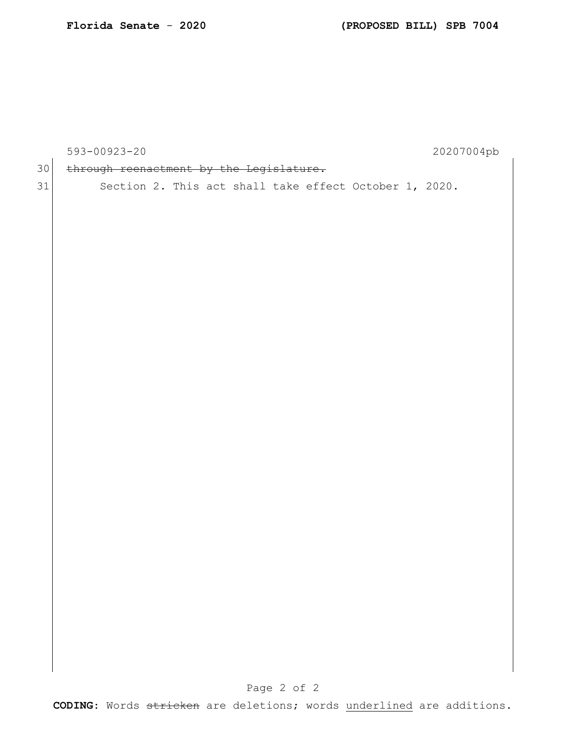593-00923-20 20207004pb

30 ~~through reenactment by the Legislature.~~

31 Section 2. This act shall take effect October 1, 2020.

**CODING:** Words ~~stricken~~ are deletions; words <u>underlined</u> are additions.